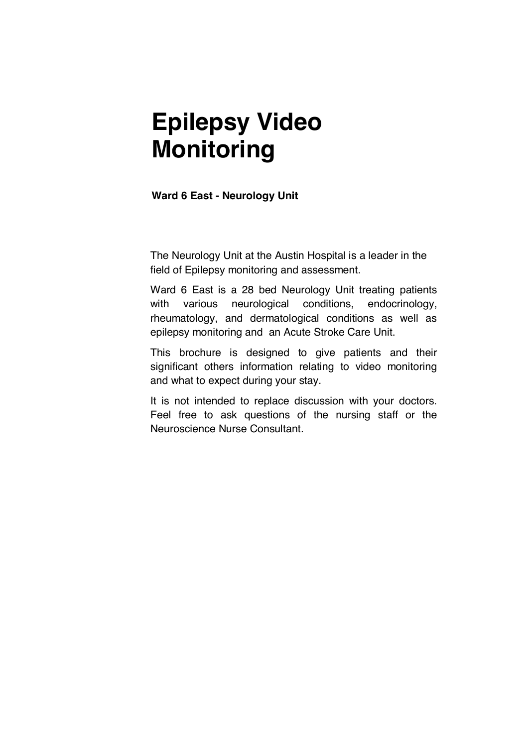# Epilepsy Video Monitoring

**Ward 6 East - Neurology Unit**

The Neurology Unit at the Austin Hospital is a leader in the field of Epilepsy monitoring and assessment.

Ward 6 East is a 28 bed Neurology Unit treating patients with various neurological conditions, endocrinology, rheumatology, and dermatological conditions as well as epilepsy monitoring and an Acute Stroke Care Unit.

This brochure is designed to give patients and their significant others information relating to video monitoring and what to expect during your stay.

It is not intended to replace discussion with your doctors. Feel free to ask questions of the nursing staff or the Neuroscience Nurse Consultant.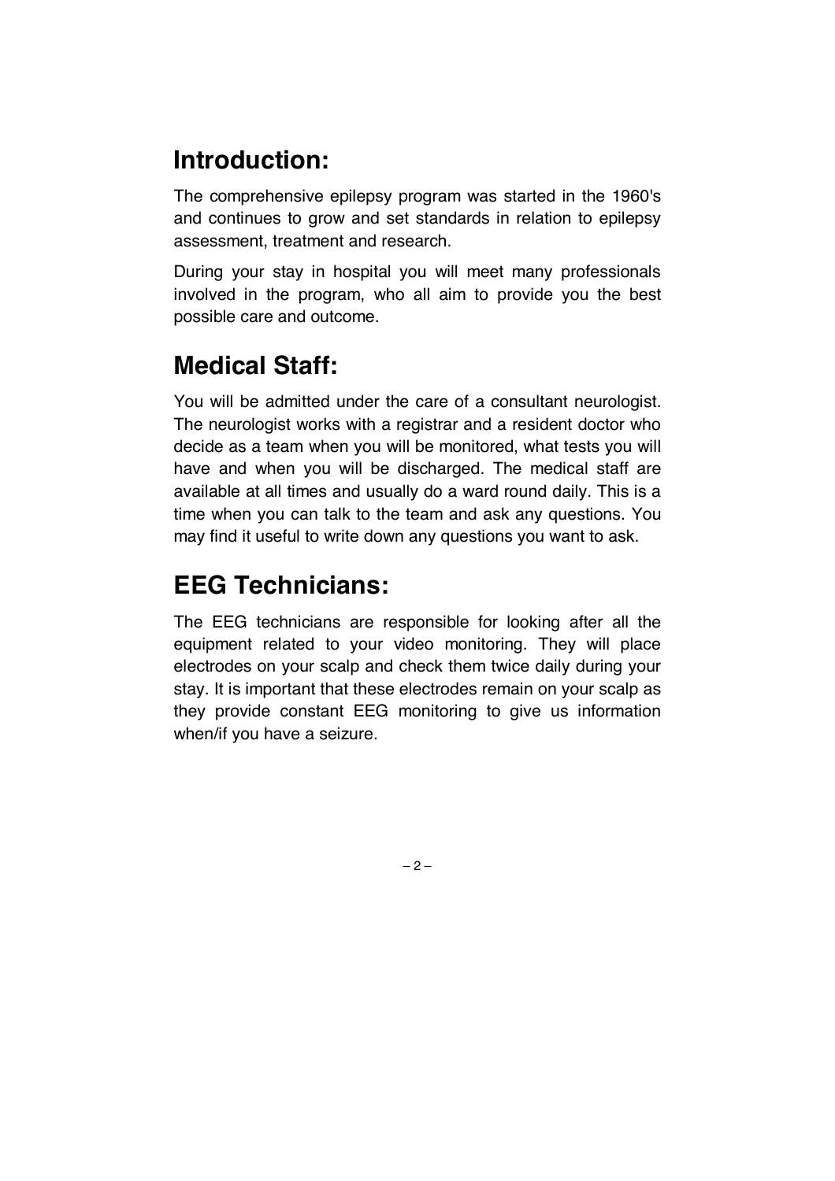## Introduction:

The comprehensive epilepsy program was started in the 1960's and continues to grow and set standards in relation to epilepsy assessment, treatment and research.

During your stay in hospital you will meet many professionals involved in the program, who all aim to provide you the best possible care and outcome.

## Medical Staff:

You will be admitted under the care of a consultant neurologist. The neurologist works with a registrar and a resident doctor who decide as a team when you will be monitored, what tests you will have and when you will be discharged. The medical staff are available at all times and usually do a ward round daily. This is a time when you can talk to the team and ask any questions. You may find it useful to write down any questions you want to ask.

## EEG Technicians:

The EEG technicians are responsible for looking after all the equipment related to your video monitoring. They will place electrodes on your scalp and check them twice daily during your stay. It is important that these electrodes remain on your scalp as they provide constant EEG monitoring to give us information when/if you have a seizure.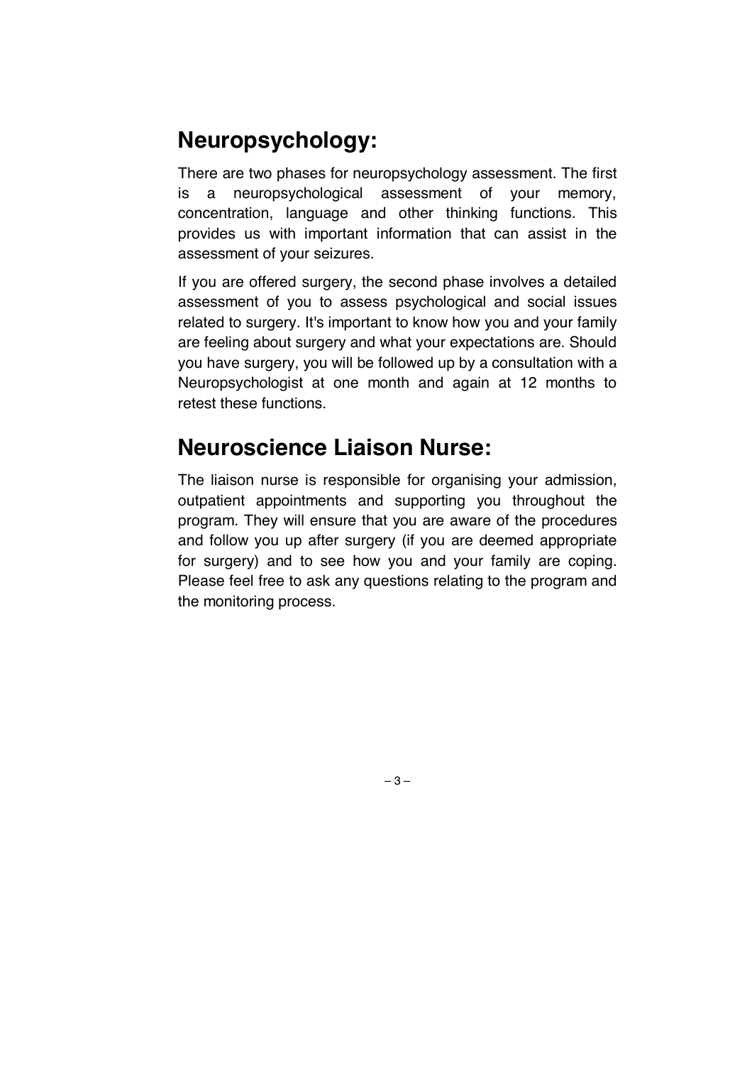## Neuropsychology:

There are two phases for neuropsychology assessment. The first is a neuropsychological assessment of your memory, concentration, language and other thinking functions. This provides us with important information that can assist in the assessment of your seizures.

If you are offered surgery, the second phase involves a detailed assessment of you to assess psychological and social issues related to surgery. It's important to know how you and your family are feeling about surgery and what your expectations are. Should you have surgery, you will be followed up by a consultation with a Neuropsychologist at one month and again at 12 months to retest these functions.

## Neuroscience Liaison Nurse:

The liaison nurse is responsible for organising your admission, outpatient appointments and supporting you throughout the program. They will ensure that you are aware of the procedures and follow you up after surgery (if you are deemed appropriate for surgery) and to see how you and your family are coping. Please feel free to ask any questions relating to the program and the monitoring process.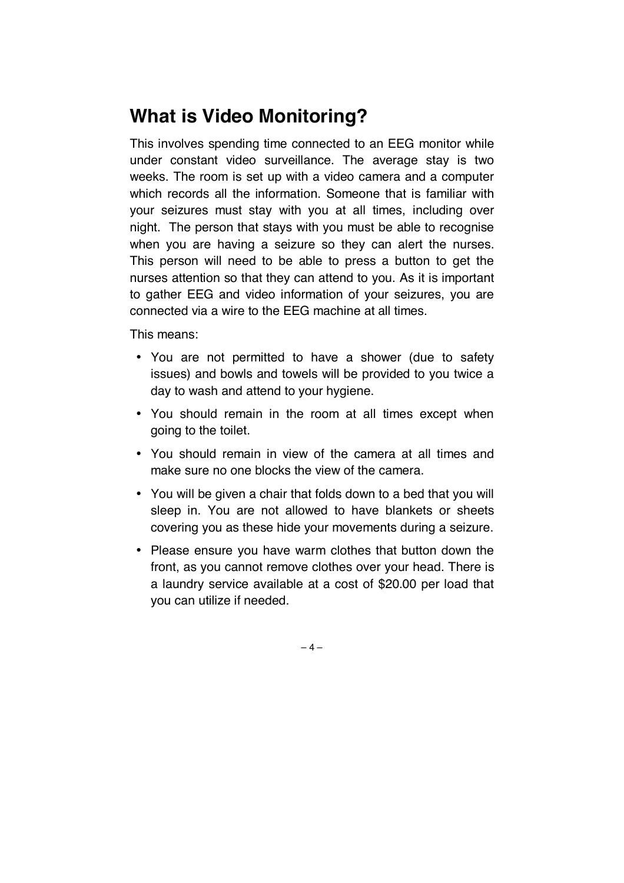## What is Video Monitoring?

This involves spending time connected to an EEG monitor while under constant video surveillance. The average stay is two weeks. The room is set up with a video camera and a computer which records all the information. Someone that is familiar with your seizures must stay with you at all times, including over night. The person that stays with you must be able to recognise when you are having a seizure so they can alert the nurses. This person will need to be able to press a button to get the nurses attention so that they can attend to you. As it is important to gather EEG and video information of your seizures, you are connected via a wire to the EEG machine at all times.

This means:

- You are not permitted to have a shower (due to safety issues) and bowls and towels will be provided to you twice a day to wash and attend to your hygiene.
- You should remain in the room at all times except when going to the toilet.
- You should remain in view of the camera at all times and make sure no one blocks the view of the camera.
- You will be given a chair that folds down to a bed that you will sleep in. You are not allowed to have blankets or sheets covering you as these hide your movements during a seizure.
- Please ensure you have warm clothes that button down the front, as you cannot remove clothes over your head. There is a laundry service available at a cost of $20.00 per load that you can utilize if needed.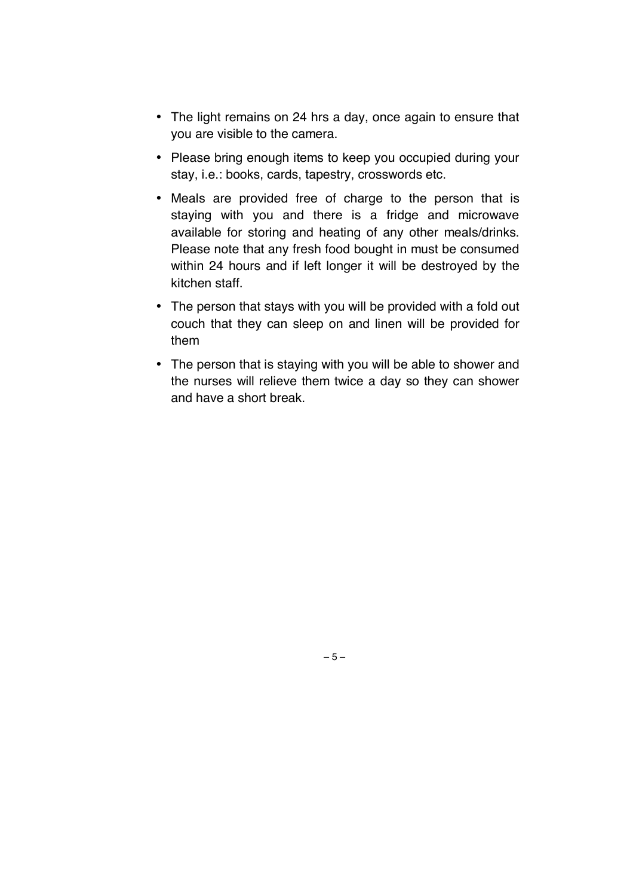- The light remains on 24 hrs a day, once again to ensure that you are visible to the camera.
- Please bring enough items to keep you occupied during your stay, i.e.: books, cards, tapestry, crosswords etc.
- Meals are provided free of charge to the person that is staying with you and there is a fridge and microwave available for storing and heating of any other meals/drinks. Please note that any fresh food bought in must be consumed within 24 hours and if left longer it will be destroyed by the kitchen staff.
- The person that stays with you will be provided with a fold out couch that they can sleep on and linen will be provided for them
- The person that is staying with you will be able to shower and the nurses will relieve them twice a day so they can shower and have a short break.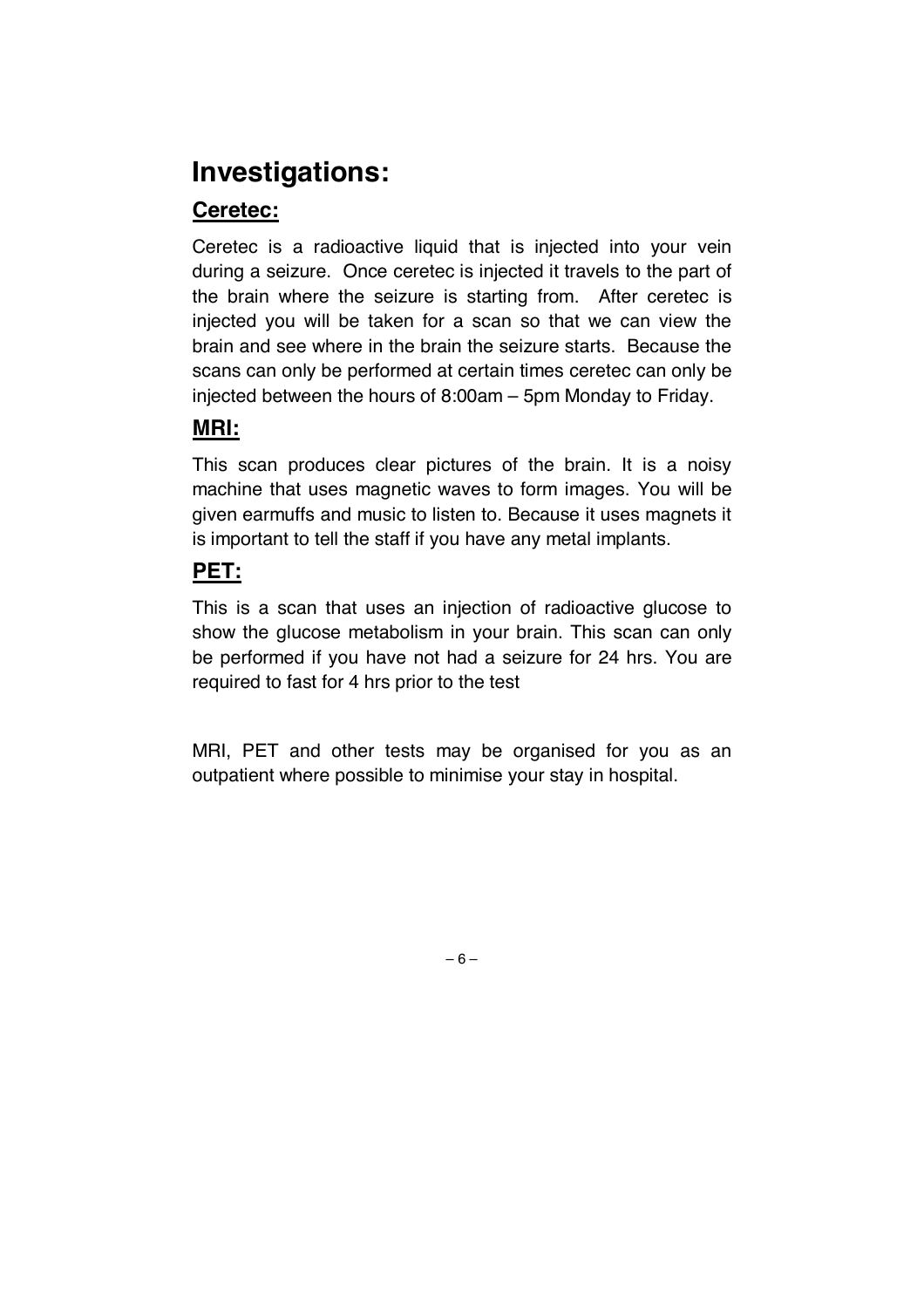# Investigations:

## Ceretec:

Ceretec is a radioactive liquid that is injected into your vein during a seizure. Once ceretec is injected it travels to the part of the brain where the seizure is starting from. After ceretec is injected you will be taken for a scan so that we can view the brain and see where in the brain the seizure starts. Because the scans can only be performed at certain times ceretec can only be injected between the hours of 8:00am – 5pm Monday to Friday.

## MRI:

This scan produces clear pictures of the brain. It is a noisy machine that uses magnetic waves to form images. You will be given earmuffs and music to listen to. Because it uses magnets it is important to tell the staff if you have any metal implants.

## PET:

This is a scan that uses an injection of radioactive glucose to show the glucose metabolism in your brain. This scan can only be performed if you have not had a seizure for 24 hrs. You are required to fast for 4 hrs prior to the test

MRI, PET and other tests may be organised for you as an outpatient where possible to minimise your stay in hospital.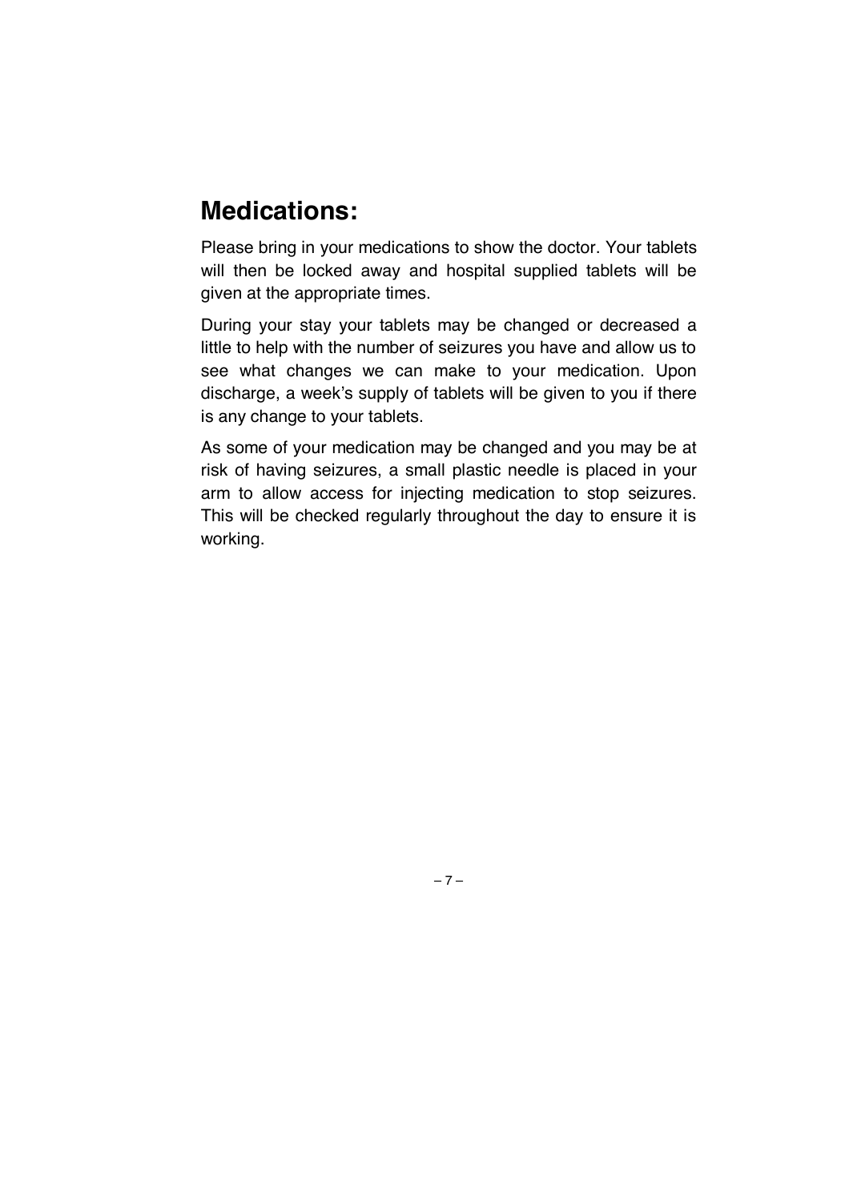## Medications:

Please bring in your medications to show the doctor. Your tablets will then be locked away and hospital supplied tablets will be given at the appropriate times.

During your stay your tablets may be changed or decreased a little to help with the number of seizures you have and allow us to see what changes we can make to your medication. Upon discharge, a week's supply of tablets will be given to you if there is any change to your tablets.

As some of your medication may be changed and you may be at risk of having seizures, a small plastic needle is placed in your arm to allow access for injecting medication to stop seizures. This will be checked regularly throughout the day to ensure it is working.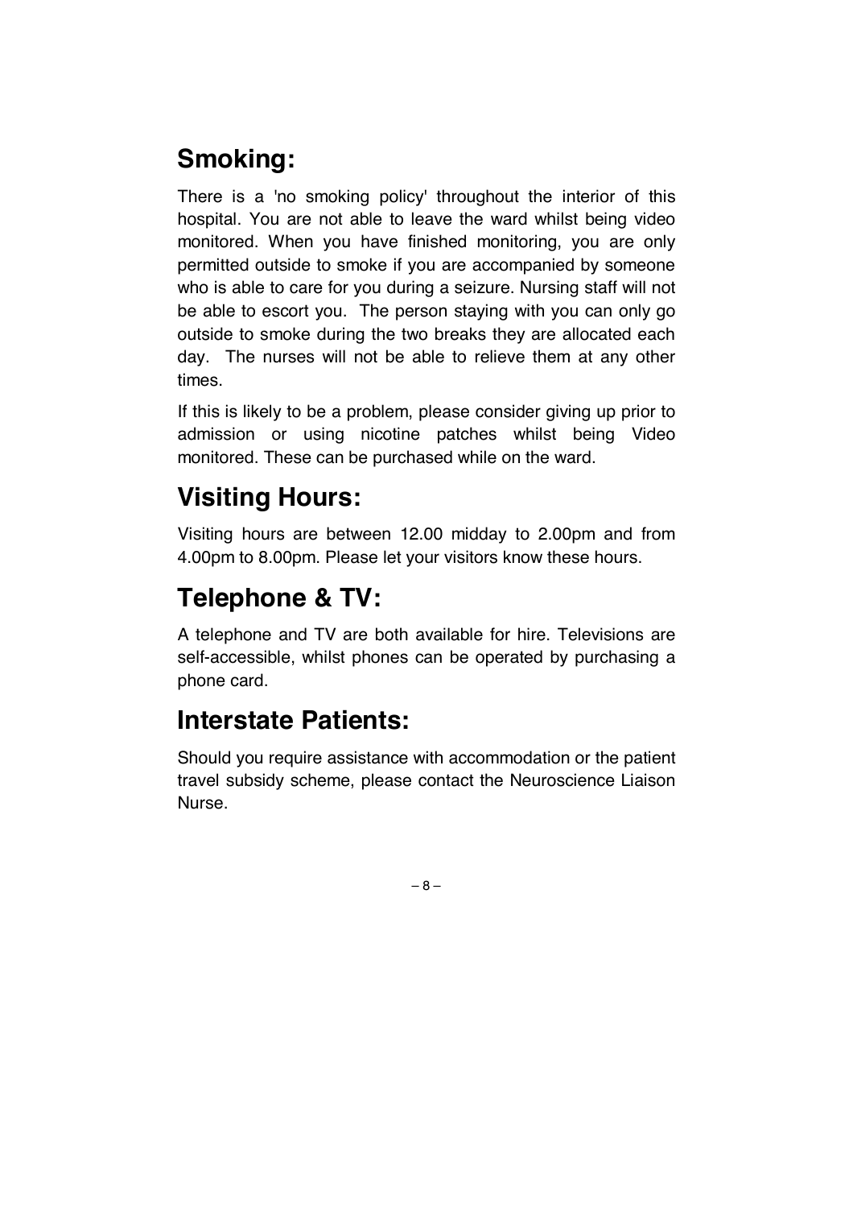## Smoking:

There is a 'no smoking policy' throughout the interior of this hospital. You are not able to leave the ward whilst being video monitored. When you have finished monitoring, you are only permitted outside to smoke if you are accompanied by someone who is able to care for you during a seizure. Nursing staff will not be able to escort you. The person staying with you can only go outside to smoke during the two breaks they are allocated each day. The nurses will not be able to relieve them at any other times.

If this is likely to be a problem, please consider giving up prior to admission or using nicotine patches whilst being Video monitored. These can be purchased while on the ward.

## Visiting Hours:

Visiting hours are between 12.00 midday to 2.00pm and from 4.00pm to 8.00pm. Please let your visitors know these hours.

## Telephone & TV:

A telephone and TV are both available for hire. Televisions are self-accessible, whilst phones can be operated by purchasing a phone card.

## Interstate Patients:

Should you require assistance with accommodation or the patient travel subsidy scheme, please contact the Neuroscience Liaison Nurse.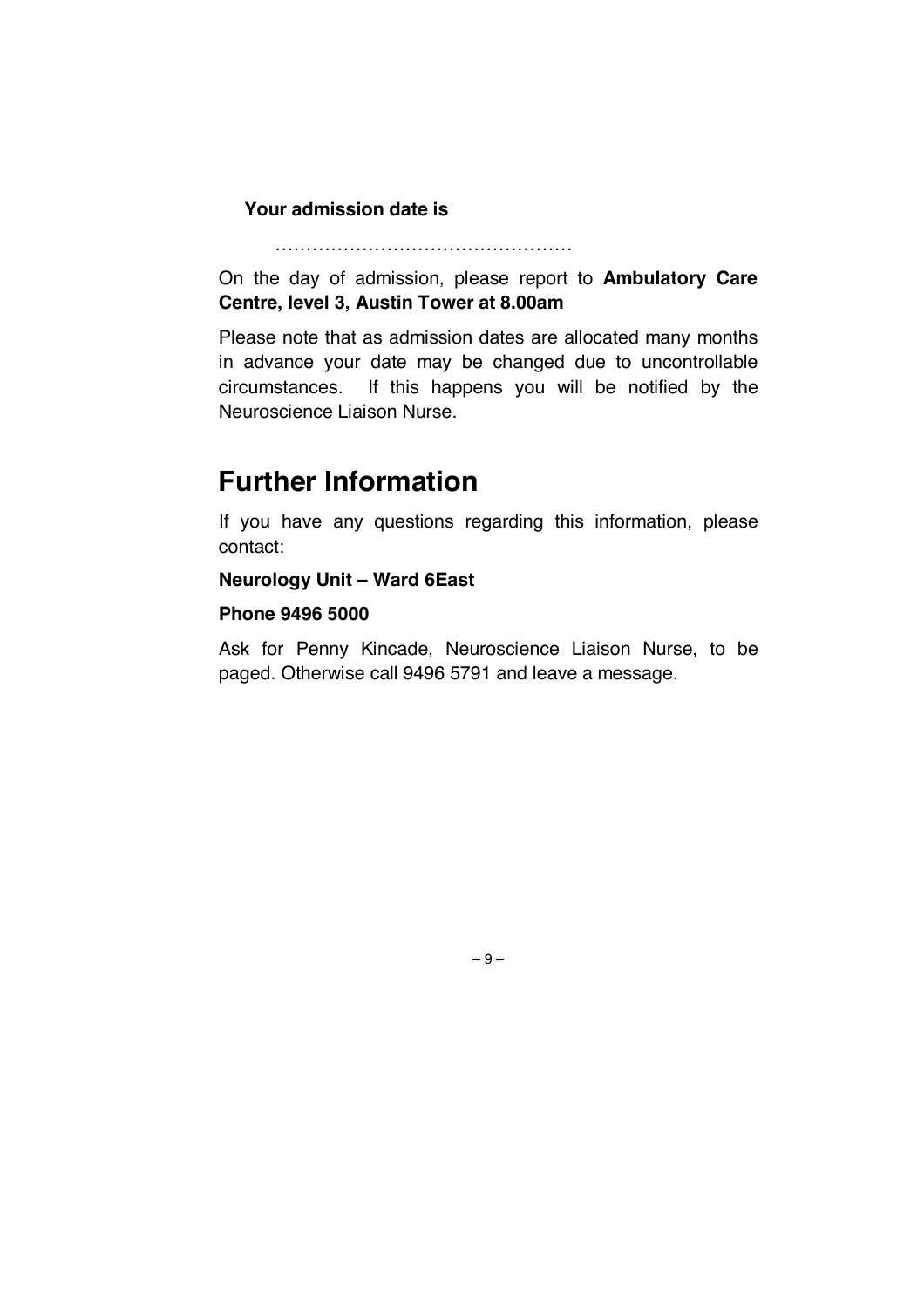**Your admission date is**

…………………………………………

On the day of admission, please report to **Ambulatory Care Centre, level 3, Austin Tower at 8.00am**

Please note that as admission dates are allocated many months in advance your date may be changed due to uncontrollable circumstances. If this happens you will be notified by the Neuroscience Liaison Nurse.

# Further Information

If you have any questions regarding this information, please contact:

**Neurology Unit – Ward 6East**

**Phone 9496 5000**

Ask for Penny Kincade, Neuroscience Liaison Nurse, to be paged. Otherwise call 9496 5791 and leave a message.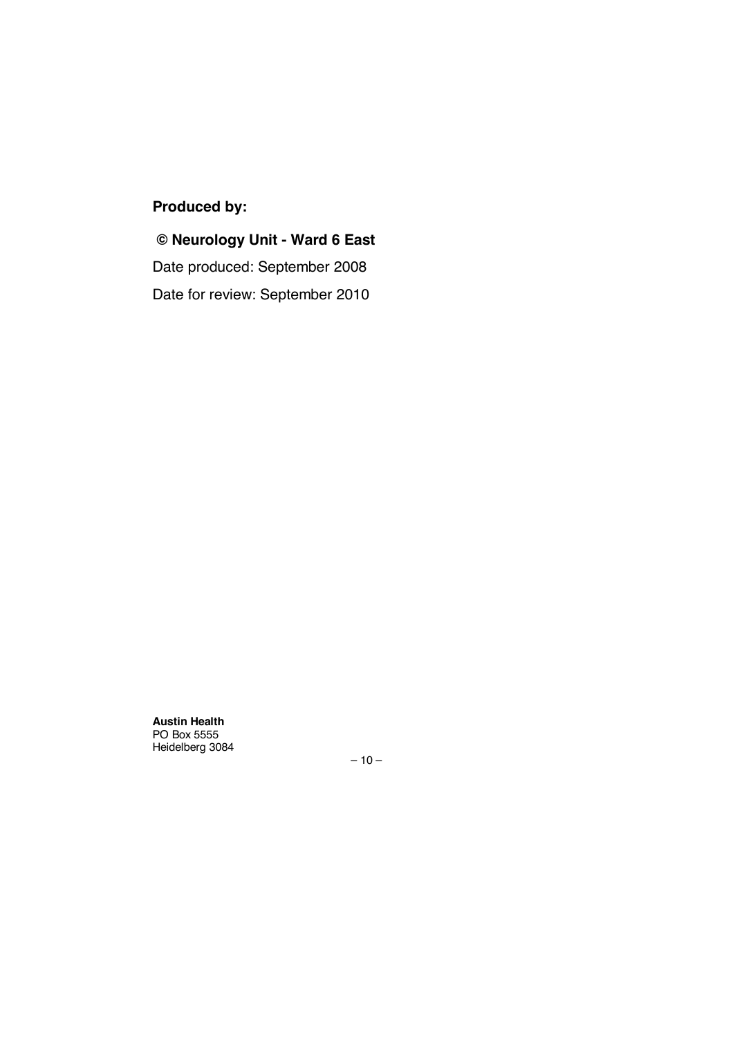**Produced by:**

**© Neurology Unit - Ward 6 East**

Date produced: September 2008

Date for review: September 2010

**Austin Health**
PO Box 5555
Heidelberg 3084